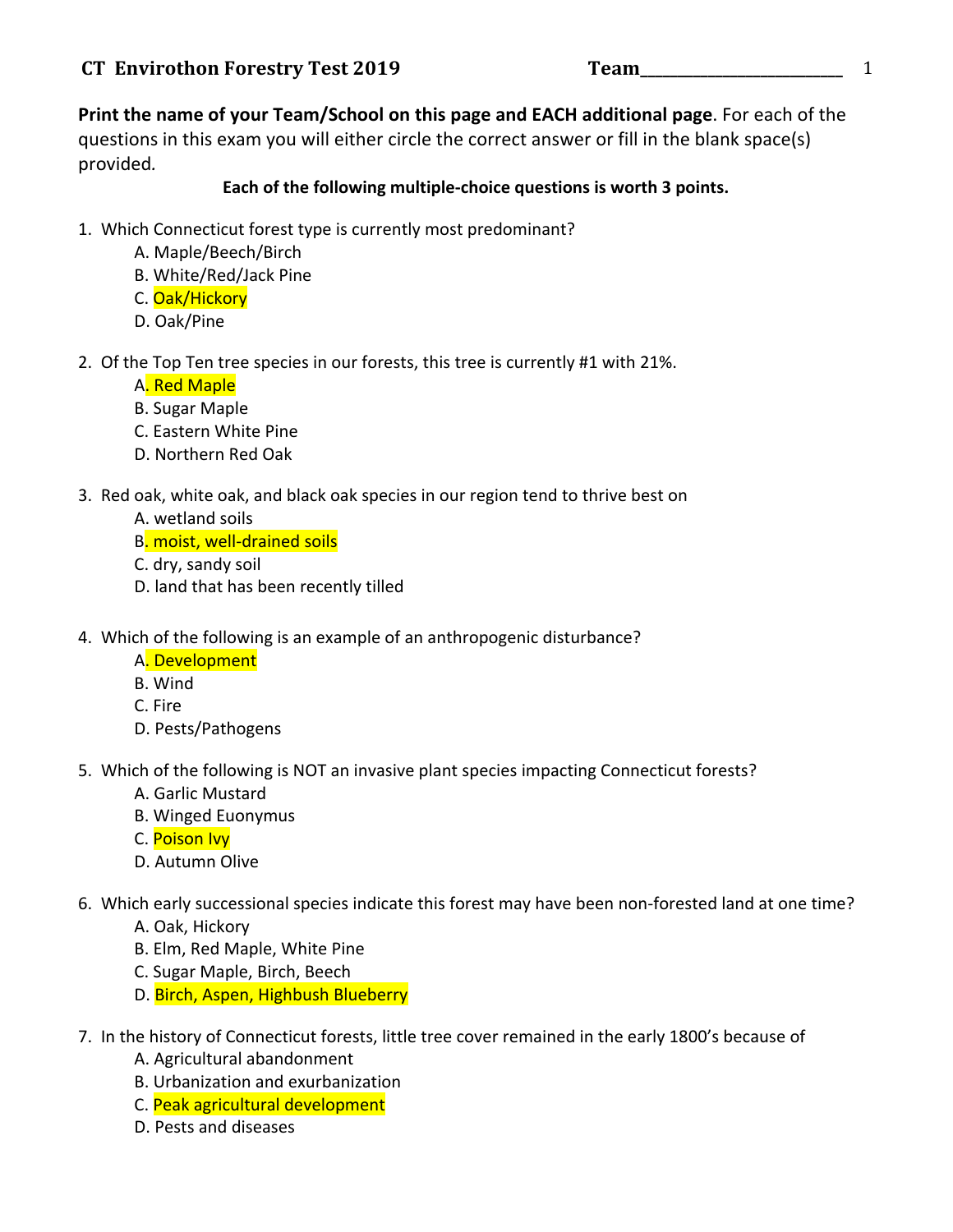# CT Envirothon Forestry Test 2019 Team_______________________

**Print the name of your Team/School on this page and EACH additional page**. For each of the questions in this exam you will either circle the correct answer or fill in the blank space(s) provided.

**Each of the following multiple-choice questions is worth 3 points.**

1. Which Connecticut forest type is currently most predominant?
    - A. Maple/Beech/Birch
    - B. White/Red/Jack Pine
    - C. Oak/Hickory
    - D. Oak/Pine

2. Of the Top Ten tree species in our forests, this tree is currently #1 with 21%.
    - A. Red Maple
    - B. Sugar Maple
    - C. Eastern White Pine
    - D. Northern Red Oak

3. Red oak, white oak, and black oak species in our region tend to thrive best on
    - A. wetland soils
    - B. moist, well-drained soils
    - C. dry, sandy soil
    - D. land that has been recently tilled

4. Which of the following is an example of an anthropogenic disturbance?
    - A. Development
    - B. Wind
    - C. Fire
    - D. Pests/Pathogens

5. Which of the following is NOT an invasive plant species impacting Connecticut forests?
    - A. Garlic Mustard
    - B. Winged Euonymus
    - C. Poison Ivy
    - D. Autumn Olive

6. Which early successional species indicate this forest may have been non-forested land at one time?
    - A. Oak, Hickory
    - B. Elm, Red Maple, White Pine
    - C. Sugar Maple, Birch, Beech
    - D. Birch, Aspen, Highbush Blueberry

7. In the history of Connecticut forests, little tree cover remained in the early 1800's because of
    - A. Agricultural abandonment
    - B. Urbanization and exurbanization
    - C. Peak agricultural development
    - D. Pests and diseases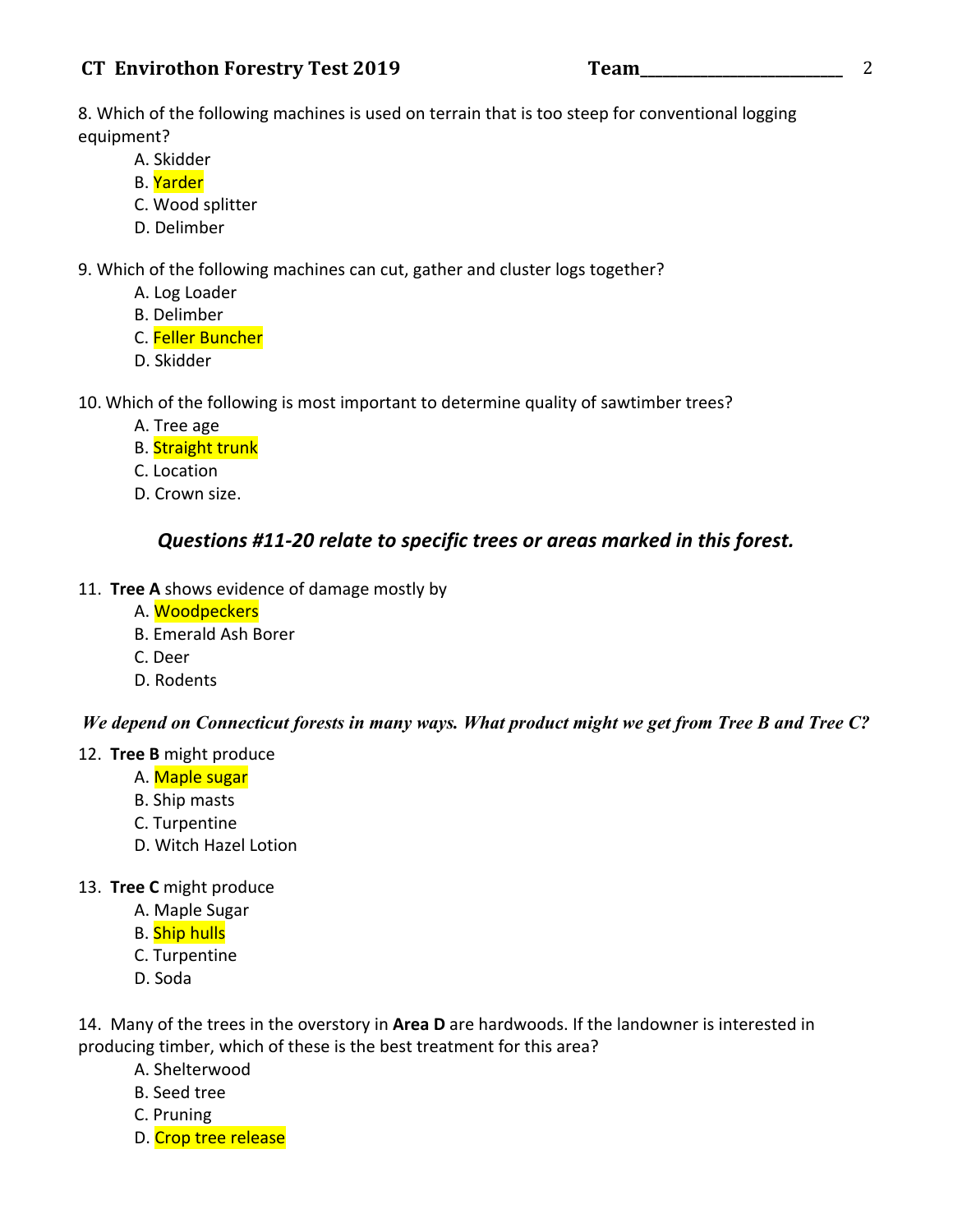8. Which of the following machines is used on terrain that is too steep for conventional logging equipment?

A. Skidder
B. Yarder
C. Wood splitter
D. Delimber

9. Which of the following machines can cut, gather and cluster logs together?

A. Log Loader
B. Delimber
C. Feller Buncher
D. Skidder

10. Which of the following is most important to determine quality of sawtimber trees?

A. Tree age
B. Straight trunk
C. Location
D. Crown size.

### *Questions #11-20 relate to specific trees or areas marked in this forest.*

11. **Tree A** shows evidence of damage mostly by

A. Woodpeckers
B. Emerald Ash Borer
C. Deer
D. Rodents

***We depend on Connecticut forests in many ways. What product might we get from Tree B and Tree C?***

12. **Tree B** might produce

A. Maple sugar
B. Ship masts
C. Turpentine
D. Witch Hazel Lotion

13. **Tree C** might produce

A. Maple Sugar
B. Ship hulls
C. Turpentine
D. Soda

14. Many of the trees in the overstory in **Area D** are hardwoods. If the landowner is interested in producing timber, which of these is the best treatment for this area?

A. Shelterwood
B. Seed tree
C. Pruning
D. Crop tree release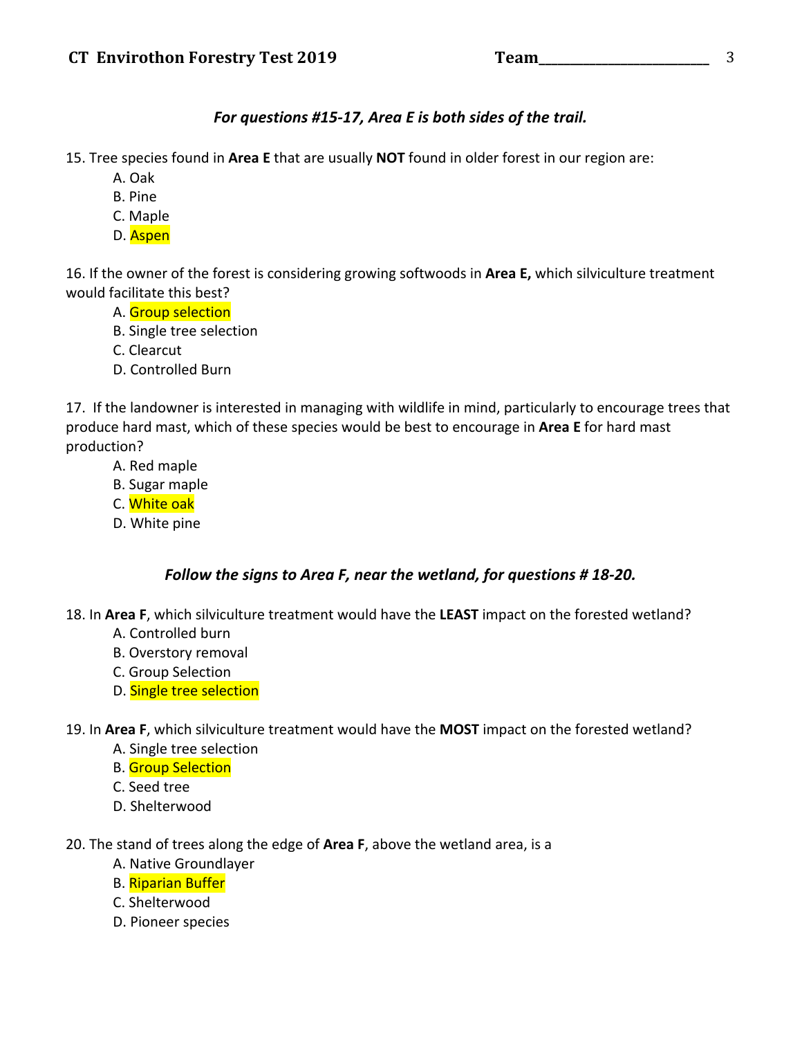***For questions #15-17, Area E is both sides of the trail.***

15. Tree species found in **Area E** that are usually **NOT** found in older forest in our region are:
    - A. Oak
    - B. Pine
    - C. Maple
    - D. Aspen

16. If the owner of the forest is considering growing softwoods in **Area E,** which silviculture treatment would facilitate this best?
    - A. Group selection
    - B. Single tree selection
    - C. Clearcut
    - D. Controlled Burn

17. If the landowner is interested in managing with wildlife in mind, particularly to encourage trees that produce hard mast, which of these species would be best to encourage in **Area E** for hard mast production?
    - A. Red maple
    - B. Sugar maple
    - C. White oak
    - D. White pine

***Follow the signs to Area F, near the wetland, for questions # 18-20.***

18. In **Area F**, which silviculture treatment would have the **LEAST** impact on the forested wetland?
    - A. Controlled burn
    - B. Overstory removal
    - C. Group Selection
    - D. Single tree selection

19. In **Area F**, which silviculture treatment would have the **MOST** impact on the forested wetland?
    - A. Single tree selection
    - B. Group Selection
    - C. Seed tree
    - D. Shelterwood

20. The stand of trees along the edge of **Area F**, above the wetland area, is a
    - A. Native Groundlayer
    - B. Riparian Buffer
    - C. Shelterwood
    - D. Pioneer species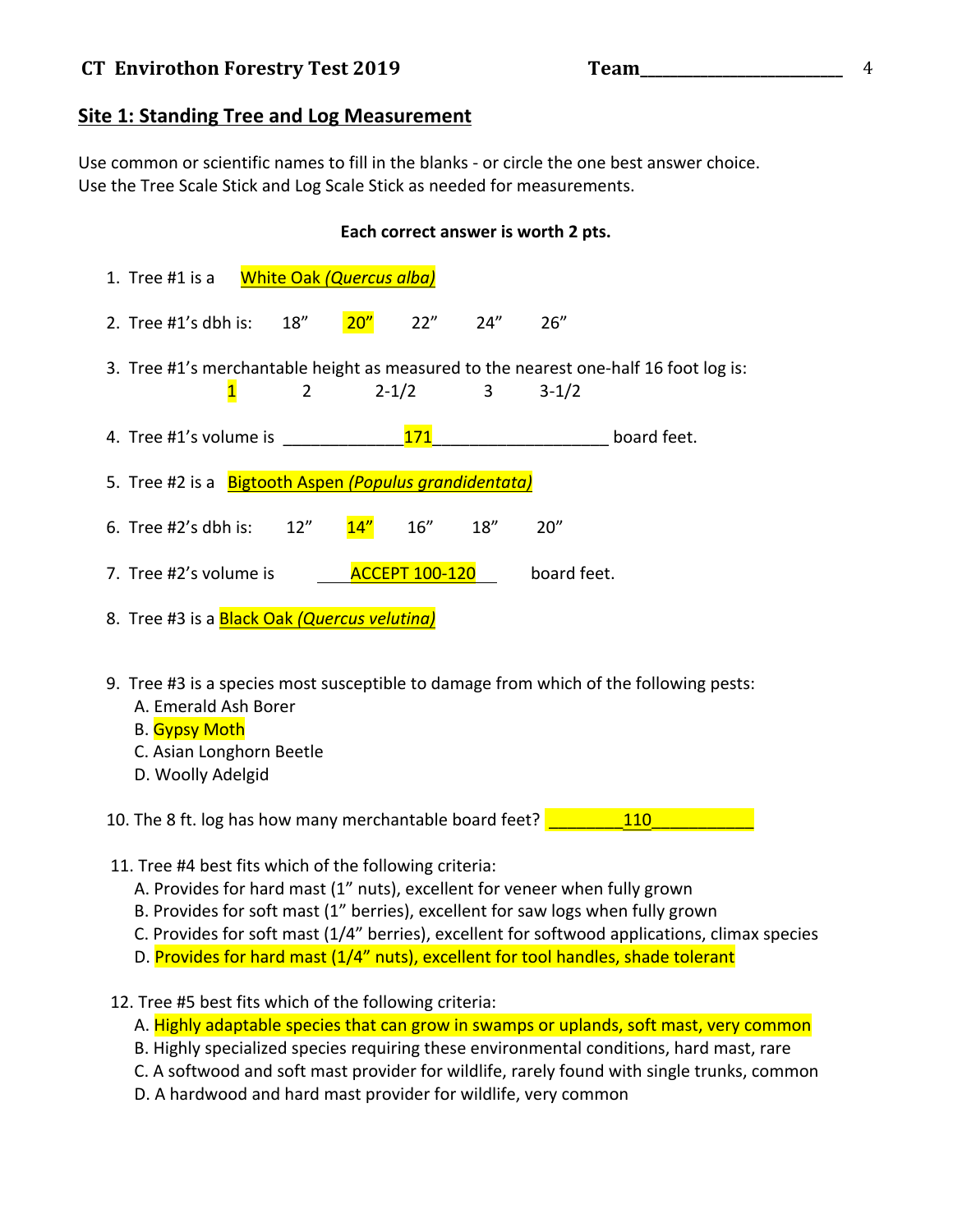CT Envirothon Forestry Test 2019 Team_______________________

## Site 1: Standing Tree and Log Measurement

Use common or scientific names to fill in the blanks - or circle the one best answer choice.
Use the Tree Scale Stick and Log Scale Stick as needed for measurements.

**Each correct answer is worth 2 pts.**

1. Tree #1 is a White Oak *(Quercus alba)*

2. Tree #1's dbh is: 18" **20"** 22" 24" 26"

3. Tree #1's merchantable height as measured to the nearest one-half 16 foot log is:
   **1** 2 2-1/2 3 3-1/2

4. Tree #1's volume is _____________171__________________ board feet.

5. Tree #2 is a Bigtooth Aspen *(Populus grandidentata)*

6. Tree #2's dbh is: 12" **14"** 16" 18" 20"

7. Tree #2's volume is ____ACCEPT 100-120____ board feet.

8. Tree #3 is a Black Oak *(Quercus velutina)*

9. Tree #3 is a species most susceptible to damage from which of the following pests:
   A. Emerald Ash Borer
   B. **Gypsy Moth**
   C. Asian Longhorn Beetle
   D. Woolly Adelgid

10. The 8 ft. log has how many merchantable board feet? ________110__________

11. Tree #4 best fits which of the following criteria:
    A. Provides for hard mast (1" nuts), excellent for veneer when fully grown
    B. Provides for soft mast (1" berries), excellent for saw logs when fully grown
    C. Provides for soft mast (1/4" berries), excellent for softwood applications, climax species
    D. **Provides for hard mast (1/4" nuts), excellent for tool handles, shade tolerant**

12. Tree #5 best fits which of the following criteria:
    A. **Highly adaptable species that can grow in swamps or uplands, soft mast, very common**
    B. Highly specialized species requiring these environmental conditions, hard mast, rare
    C. A softwood and soft mast provider for wildlife, rarely found with single trunks, common
    D. A hardwood and hard mast provider for wildlife, very common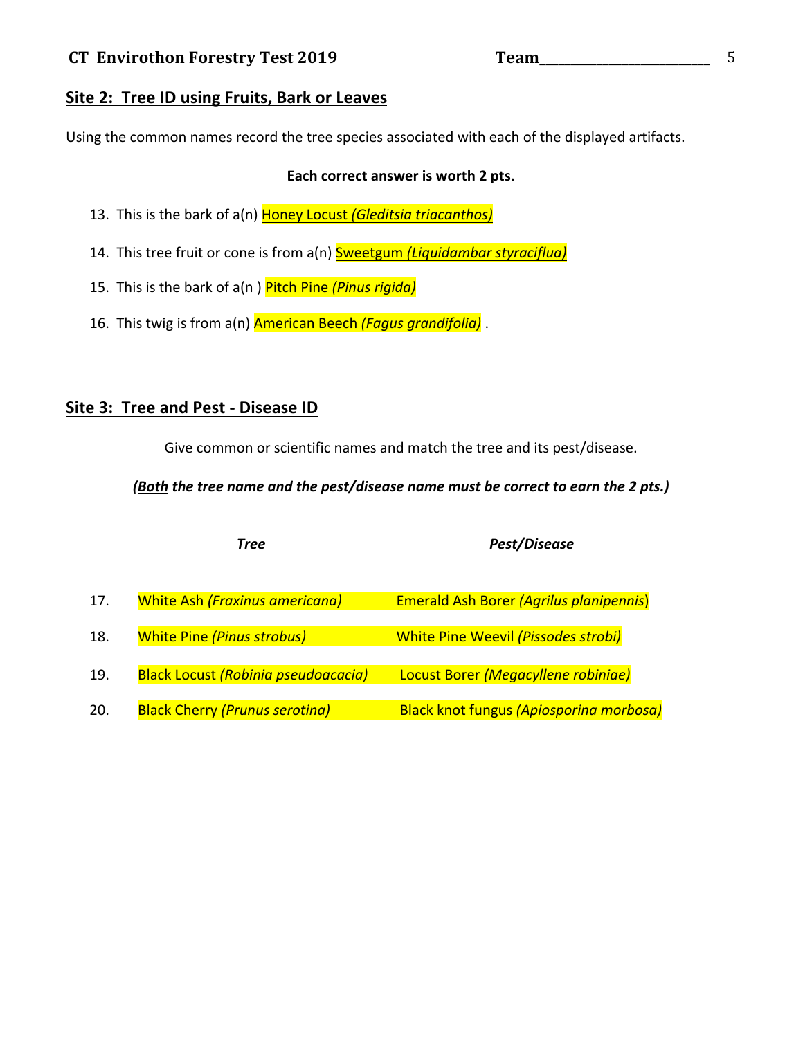## Site 2: Tree ID using Fruits, Bark or Leaves

Using the common names record the tree species associated with each of the displayed artifacts.

**Each correct answer is worth 2 pts.**

13. This is the bark of a(n) Honey Locust *(Gleditsia triacanthos)*
14. This tree fruit or cone is from a(n) Sweetgum *(Liquidambar styraciflua)*
15. This is the bark of a(n ) Pitch Pine *(Pinus rigida)*
16. This twig is from a(n) American Beech *(Fagus grandifolia)* .

## Site 3: Tree and Pest - Disease ID

Give common or scientific names and match the tree and its pest/disease.

***(Both the tree name and the pest/disease name must be correct to earn the 2 pts.)***

| | *Tree* | *Pest/Disease* |
|---|---|---|
| 17. | White Ash *(Fraxinus americana)* | Emerald Ash Borer *(Agrilus planipennis)* |
| 18. | White Pine *(Pinus strobus)* | White Pine Weevil *(Pissodes strobi)* |
| 19. | Black Locust *(Robinia pseudoacacia)* | Locust Borer *(Megacyllene robiniae)* |
| 20. | Black Cherry *(Prunus serotina)* | Black knot fungus *(Apiosporina morbosa)* |